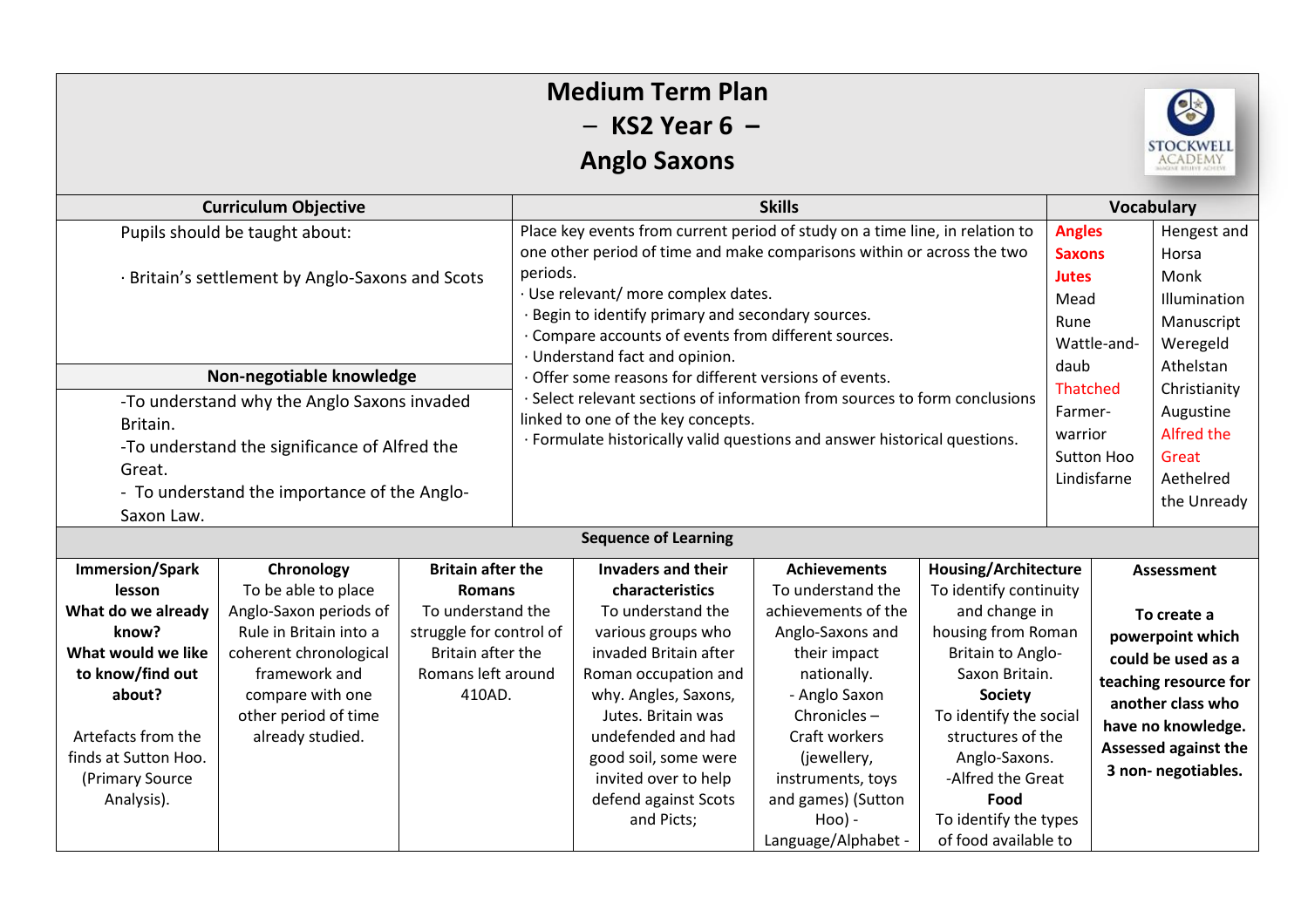# Medium Term Plan – KS2 Year 6 – Anglo Saxons

STOCKWELL ACADEMY

| Curriculum Objective | Skills | Vocabulary | |
|---|---|---|---|
| Pupils should be taught about:<br><br>· Britain's settlement by Anglo-Saxons and Scots | Place key events from current period of study on a time line, in relation to one other period of time and make comparisons within or across the two periods.<br>· Use relevant/ more complex dates.<br>· Begin to identify primary and secondary sources.<br>· Compare accounts of events from different sources.<br>· Understand fact and opinion.<br>· Offer some reasons for different versions of events.<br>· Select relevant sections of information from sources to form conclusions linked to one of the key concepts.<br>· Formulate historically valid questions and answer historical questions. | **Angles**<br>**Saxons**<br>**Jutes**<br>Mead<br>Rune<br>Wattle-and-daub<br>Thatched<br>Farmer-warrior<br>Sutton Hoo<br>Lindisfarne | Hengest and Horsa<br>Monk<br>Illumination<br>Manuscript<br>Weregeld<br>Athelstan<br>Christianity<br>Augustine<br>Alfred the Great<br>Aethelred the Unready |
| **Non-negotiable knowledge** | | | |
| -To understand why the Anglo Saxons invaded Britain.<br>-To understand the significance of Alfred the Great.<br>- To understand the importance of the Anglo-Saxon Law. | | | |

**Sequence of Learning**

| Immersion/Spark lesson | Chronology | Britain after the Romans | Invaders and their characteristics | Achievements | Housing/Architecture | Assessment |
|---|---|---|---|---|---|---|
| **What do we already know?**<br>**What would we like to know/find out about?**<br><br>Artefacts from the finds at Sutton Hoo. (Primary Source Analysis). | To be able to place Anglo-Saxon periods of Rule in Britain into a coherent chronological framework and compare with one other period of time already studied. | To understand the struggle for control of Britain after the Romans left around 410AD. | To understand the various groups who invaded Britain after Roman occupation and why. Angles, Saxons, Jutes. Britain was undefended and had good soil, some were invited over to help defend against Scots and Picts; | To understand the achievements of the Anglo-Saxons and their impact nationally.<br>- Anglo Saxon Chronicles –<br>Craft workers (jewellery, instruments, toys and games) (Sutton Hoo) -<br>Language/Alphabet - | To identify continuity and change in housing from Roman Britain to Anglo-Saxon Britain.<br>**Society**<br>To identify the social structures of the Anglo-Saxons.<br>-Alfred the Great<br>**Food**<br>To identify the types of food available to | **To create a powerpoint which could be used as a teaching resource for another class who have no knowledge. Assessed against the 3 non- negotiables.** |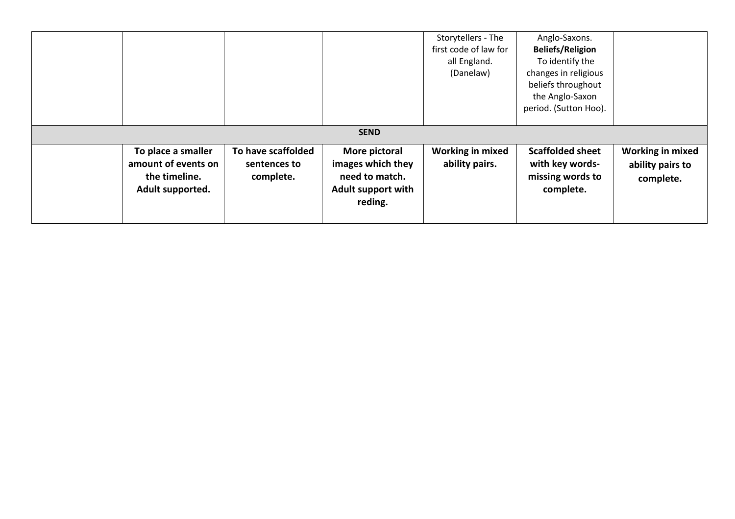| | | | | | | |
|---|---|---|---|---|---|---|
| | | | | Storytellers - The first code of law for all England. (Danelaw) | Anglo-Saxons. **Beliefs/Religion** To identify the changes in religious beliefs throughout the Anglo-Saxon period. (Sutton Hoo). | |
| **SEND** | | | | | | |
| | **To place a smaller amount of events on the timeline. Adult supported.** | **To have scaffolded sentences to complete.** | **More pictoral images which they need to match. Adult support with reding.** | **Working in mixed ability pairs.** | **Scaffolded sheet with key words- missing words to complete.** | **Working in mixed ability pairs to complete.** |